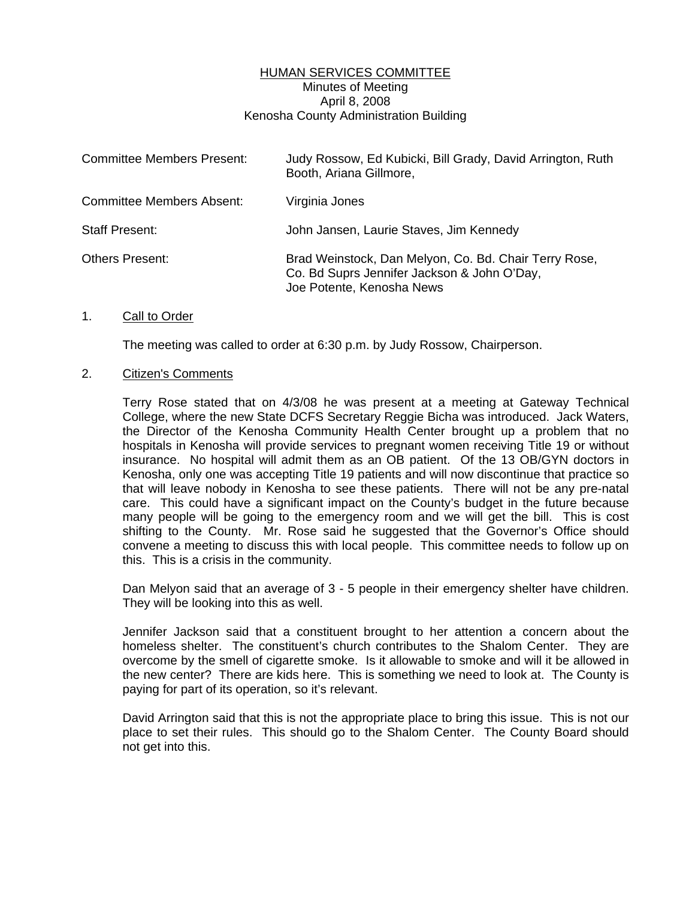# HUMAN SERVICES COMMITTEE

Minutes of Meeting
April 8, 2008
Kenosha County Administration Building

| | |
|---|---|
| Committee Members Present: | Judy Rossow, Ed Kubicki, Bill Grady, David Arrington, Ruth Booth, Ariana Gillmore, |
| Committee Members Absent: | Virginia Jones |
| Staff Present: | John Jansen, Laurie Staves, Jim Kennedy |
| Others Present: | Brad Weinstock, Dan Melyon, Co. Bd. Chair Terry Rose, Co. Bd Suprs Jennifer Jackson & John O'Day, Joe Potente, Kenosha News |

1. Call to Order

   The meeting was called to order at 6:30 p.m. by Judy Rossow, Chairperson.

2. Citizen's Comments

   Terry Rose stated that on 4/3/08 he was present at a meeting at Gateway Technical College, where the new State DCFS Secretary Reggie Bicha was introduced. Jack Waters, the Director of the Kenosha Community Health Center brought up a problem that no hospitals in Kenosha will provide services to pregnant women receiving Title 19 or without insurance. No hospital will admit them as an OB patient. Of the 13 OB/GYN doctors in Kenosha, only one was accepting Title 19 patients and will now discontinue that practice so that will leave nobody in Kenosha to see these patients. There will not be any pre-natal care. This could have a significant impact on the County's budget in the future because many people will be going to the emergency room and we will get the bill. This is cost shifting to the County. Mr. Rose said he suggested that the Governor's Office should convene a meeting to discuss this with local people. This committee needs to follow up on this. This is a crisis in the community.

   Dan Melyon said that an average of 3 - 5 people in their emergency shelter have children. They will be looking into this as well.

   Jennifer Jackson said that a constituent brought to her attention a concern about the homeless shelter. The constituent's church contributes to the Shalom Center. They are overcome by the smell of cigarette smoke. Is it allowable to smoke and will it be allowed in the new center? There are kids here. This is something we need to look at. The County is paying for part of its operation, so it's relevant.

   David Arrington said that this is not the appropriate place to bring this issue. This is not our place to set their rules. This should go to the Shalom Center. The County Board should not get into this.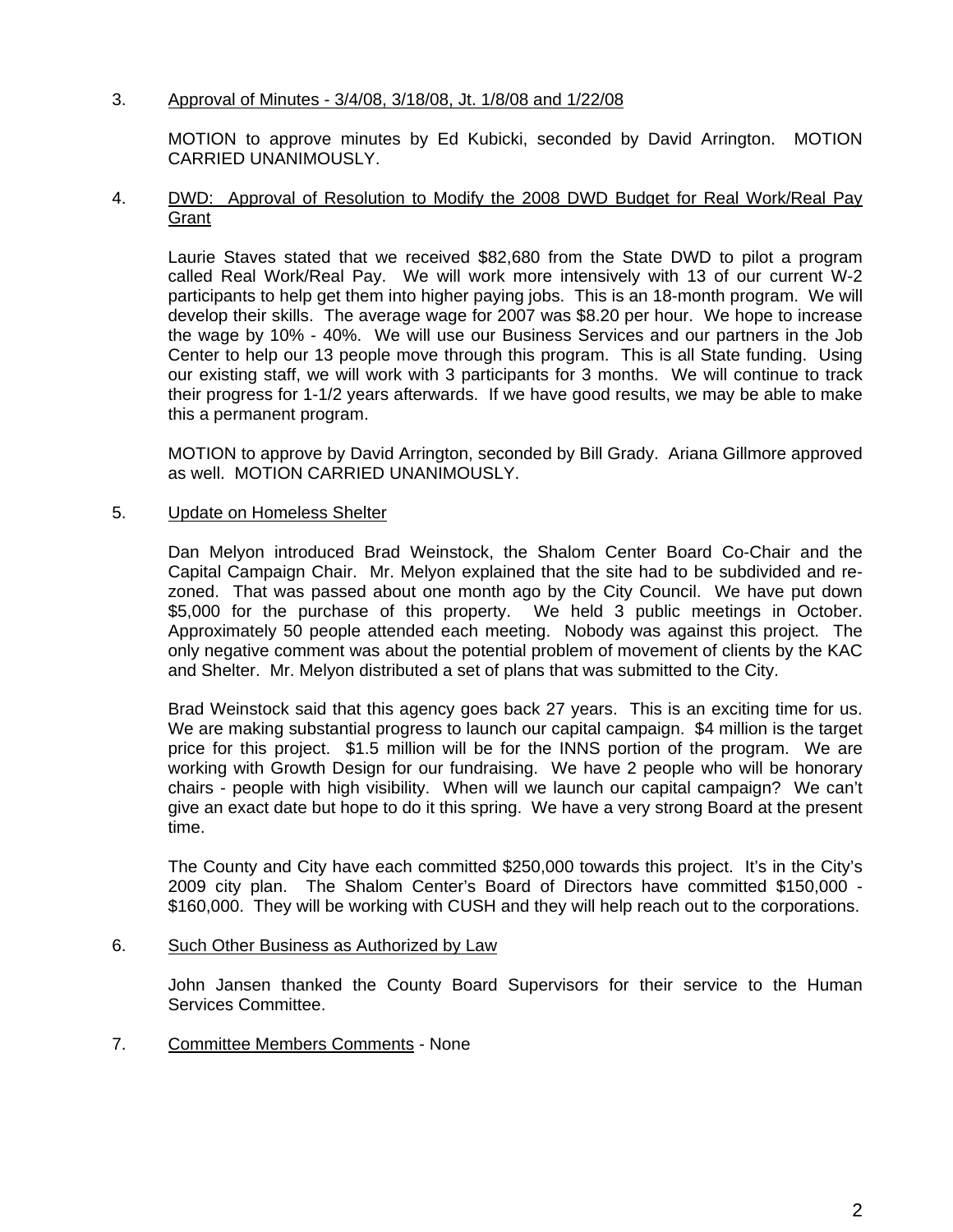3. Approval of Minutes - 3/4/08, 3/18/08, Jt. 1/8/08 and 1/22/08

   MOTION to approve minutes by Ed Kubicki, seconded by David Arrington. MOTION CARRIED UNANIMOUSLY.

4. DWD: Approval of Resolution to Modify the 2008 DWD Budget for Real Work/Real Pay Grant

   Laurie Staves stated that we received $82,680 from the State DWD to pilot a program called Real Work/Real Pay. We will work more intensively with 13 of our current W-2 participants to help get them into higher paying jobs. This is an 18-month program. We will develop their skills. The average wage for 2007 was $8.20 per hour. We hope to increase the wage by 10% - 40%. We will use our Business Services and our partners in the Job Center to help our 13 people move through this program. This is all State funding. Using our existing staff, we will work with 3 participants for 3 months. We will continue to track their progress for 1-1/2 years afterwards. If we have good results, we may be able to make this a permanent program.

   MOTION to approve by David Arrington, seconded by Bill Grady. Ariana Gillmore approved as well. MOTION CARRIED UNANIMOUSLY.

5. Update on Homeless Shelter

   Dan Melyon introduced Brad Weinstock, the Shalom Center Board Co-Chair and the Capital Campaign Chair. Mr. Melyon explained that the site had to be subdivided and re-zoned. That was passed about one month ago by the City Council. We have put down $5,000 for the purchase of this property. We held 3 public meetings in October. Approximately 50 people attended each meeting. Nobody was against this project. The only negative comment was about the potential problem of movement of clients by the KAC and Shelter. Mr. Melyon distributed a set of plans that was submitted to the City.

   Brad Weinstock said that this agency goes back 27 years. This is an exciting time for us. We are making substantial progress to launch our capital campaign. $4 million is the target price for this project. $1.5 million will be for the INNS portion of the program. We are working with Growth Design for our fundraising. We have 2 people who will be honorary chairs - people with high visibility. When will we launch our capital campaign? We can't give an exact date but hope to do it this spring. We have a very strong Board at the present time.

   The County and City have each committed $250,000 towards this project. It's in the City's 2009 city plan. The Shalom Center's Board of Directors have committed $150,000 - $160,000. They will be working with CUSH and they will help reach out to the corporations.

6. Such Other Business as Authorized by Law

   John Jansen thanked the County Board Supervisors for their service to the Human Services Committee.

7. Committee Members Comments - None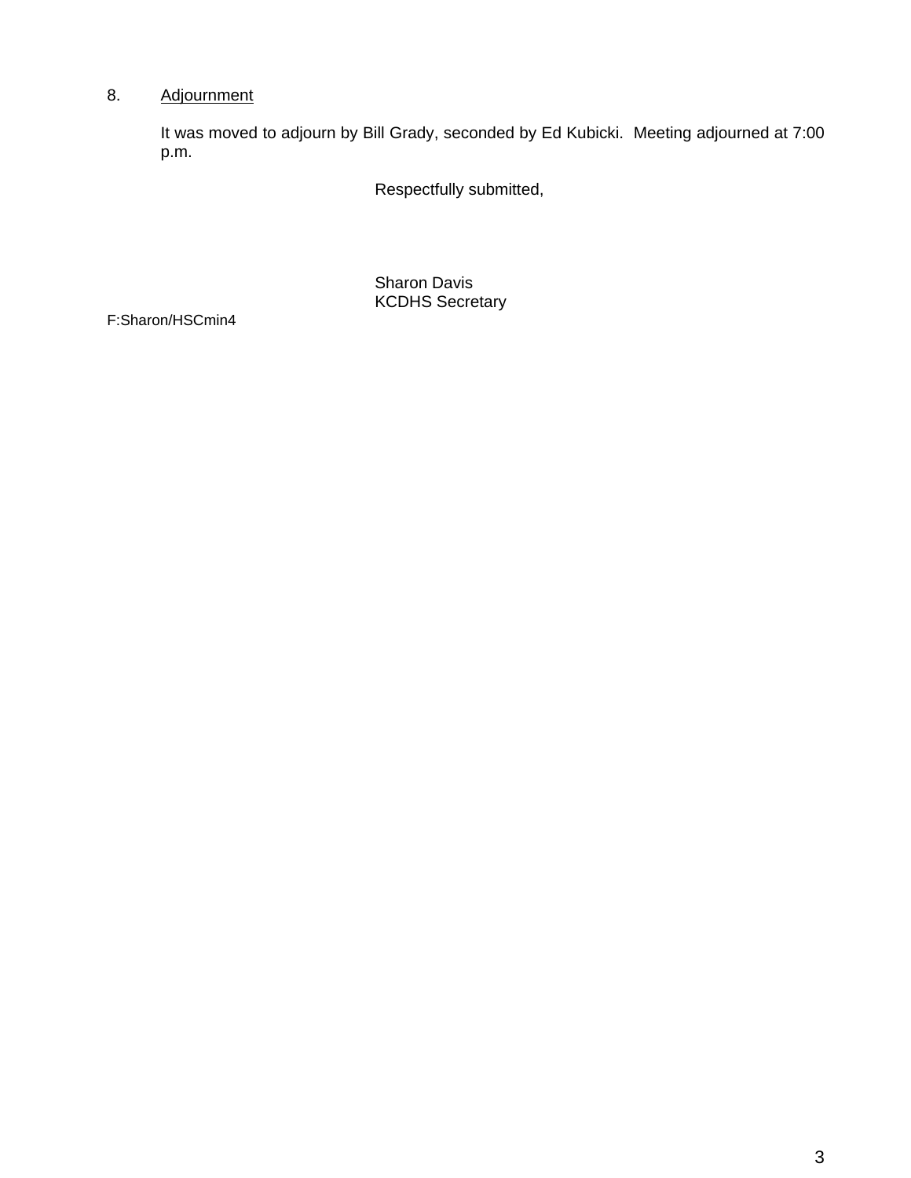8. <u>Adjournment</u>

It was moved to adjourn by Bill Grady, seconded by Ed Kubicki. Meeting adjourned at 7:00 p.m.

Respectfully submitted,

Sharon Davis
KCDHS Secretary

F:Sharon/HSCmin4